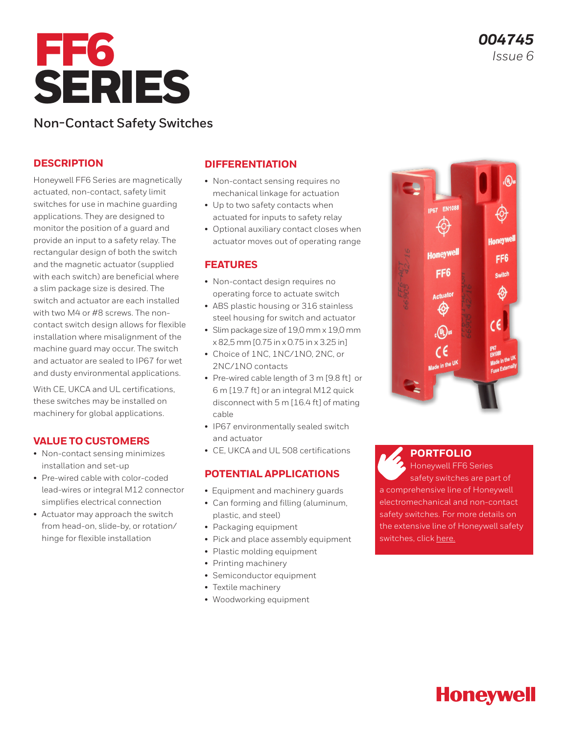# FF6 SERIES

## Non-Contact Safety Switches

**004745**
*Issue 6*

### DESCRIPTION

Honeywell FF6 Series are magnetically actuated, non-contact, safety limit switches for use in machine guarding applications. They are designed to monitor the position of a guard and provide an input to a safety relay. The rectangular design of both the switch and the magnetic actuator (supplied with each switch) are beneficial where a slim package size is desired. The switch and actuator are each installed with two M4 or #8 screws. The non-contact switch design allows for flexible installation where misalignment of the machine guard may occur. The switch and actuator are sealed to IP67 for wet and dusty environmental applications.

With CE, UKCA and UL certifications, these switches may be installed on machinery for global applications.

### VALUE TO CUSTOMERS

- Non-contact sensing minimizes installation and set-up
- Pre-wired cable with color-coded lead-wires or integral M12 connector simplifies electrical connection
- Actuator may approach the switch from head-on, slide-by, or rotation/hinge for flexible installation

### DIFFERENTIATION

- Non-contact sensing requires no mechanical linkage for actuation
- Up to two safety contacts when actuated for inputs to safety relay
- Optional auxiliary contact closes when actuator moves out of operating range

### FEATURES

- Non-contact design requires no operating force to actuate switch
- ABS plastic housing or 316 stainless steel housing for switch and actuator
- Slim package size of 19,0 mm x 19,0 mm x 82,5 mm [0.75 in x 0.75 in x 3.25 in]
- Choice of 1NC, 1NC/1NO, 2NC, or 2NC/1NO contacts
- Pre-wired cable length of 3 m [9.8 ft] or 6 m [19.7 ft] or an integral M12 quick disconnect with 5 m [16.4 ft] of mating cable
- IP67 environmentally sealed switch and actuator
- CE, UKCA and UL 508 certifications

### POTENTIAL APPLICATIONS

- Equipment and machinery guards
- Can forming and filling (aluminum, plastic, and steel)
- Packaging equipment
- Pick and place assembly equipment
- Plastic molding equipment
- Printing machinery
- Semiconductor equipment
- Textile machinery
- Woodworking equipment

### PORTFOLIO

Honeywell FF6 Series safety switches are part of a comprehensive line of Honeywell electromechanical and non-contact safety switches. For more details on the extensive line of Honeywell safety switches, click here.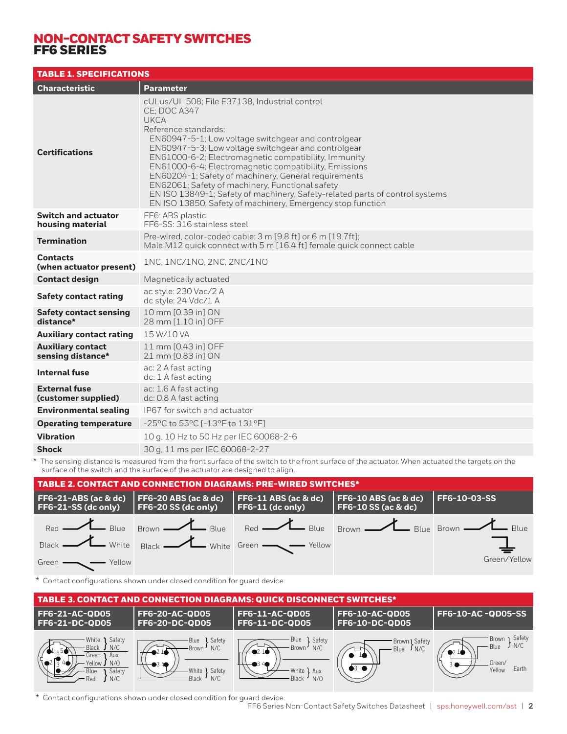# NON-CONTACT SAFETY SWITCHES
# FF6 SERIES

**TABLE 1. SPECIFICATIONS**

| Characteristic | Parameter |
|---|---|
| **Certifications** | cULus/UL 508; File E37138, Industrial control<br>CE; DOC A347<br>UKCA<br>Reference standards:<br>EN60947-5-1; Low voltage switchgear and controlgear<br>EN60947-5-3; Low voltage switchgear and controlgear<br>EN61000-6-2; Electromagnetic compatibility, Immunity<br>EN61000-6-4; Electromagnetic compatibility, Emissions<br>EN60204-1; Safety of machinery, General requirements<br>EN62061; Safety of machinery, Functional safety<br>EN ISO 13849-1; Safety of machinery, Safety-related parts of control systems<br>EN ISO 13850; Safety of machinery, Emergency stop function |
| **Switch and actuator housing material** | FF6: ABS plastic<br>FF6-SS: 316 stainless steel |
| **Termination** | Pre-wired, color-coded cable: 3 m [9.8 ft] or 6 m [19.7ft];<br>Male M12 quick connect with 5 m [16.4 ft] female quick connect cable |
| **Contacts (when actuator present)** | 1NC, 1NC/1NO, 2NC, 2NC/1NO |
| **Contact design** | Magnetically actuated |
| **Safety contact rating** | ac style: 230 Vac/2 A<br>dc style: 24 Vdc/1 A |
| **Safety contact sensing distance*** | 10 mm [0.39 in] ON<br>28 mm [1.10 in] OFF |
| **Auxiliary contact rating** | 15 W/10 VA |
| **Auxiliary contact sensing distance*** | 11 mm [0.43 in] OFF<br>21 mm [0.83 in] ON |
| **Internal fuse** | ac: 2 A fast acting<br>dc: 1 A fast acting |
| **External fuse (customer supplied)** | ac: 1.6 A fast acting<br>dc: 0.8 A fast acting |
| **Environmental sealing** | IP67 for switch and actuator |
| **Operating temperature** | -25°C to 55°C [-13°F to 131°F] |
| **Vibration** | 10 g, 10 Hz to 50 Hz per IEC 60068-2-6 |
| **Shock** | 30 g, 11 ms per IEC 60068-2-27 |

* The sensing distance is measured from the front surface of the switch to the front surface of the actuator. When actuated the targets on the surface of the switch and the surface of the actuator are designed to align.

**TABLE 2. CONTACT AND CONNECTION DIAGRAMS: PRE-WIRED SWITCHES***

| FF6-21-ABS (ac & dc)<br>FF6-21-SS (dc only) | FF6-20 ABS (ac & dc)<br>FF6-20 SS (dc only) | FF6-11 ABS (ac & dc)<br>FF6-11 (dc only) | FF6-10 ABS (ac & dc)<br>FF6-10 SS (ac & dc) | FF6-10-03-SS |
|---|---|---|---|---|
| Red — Blue<br>Black — White<br>Green — Yellow | Brown — Blue<br>Black — White | Red — Blue<br>Green — Yellow | Brown — Blue | Brown — Blue<br>Green/Yellow |

* Contact configurations shown under closed condition for guard device.

**TABLE 3. CONTACT AND CONNECTION DIAGRAMS: QUICK DISCONNECT SWITCHES***

| FF6-21-AC-QD05<br>FF6-21-DC-QD05 | FF6-20-AC-QD05<br>FF6-20-DC-QD05 | FF6-11-AC-QD05<br>FF6-11-DC-QD05 | FF6-10-AC-QD05<br>FF6-10-DC-QD05 | FF6-10-AC -QD05-SS |
|---|---|---|---|---|
| White, Black: Safety N/C<br>Green, Yellow: Aux N/O<br>Blue, Red: Safety N/C | Blue, Brown: Safety N/C<br>White, Black: Safety N/C | Blue, Brown: Safety N/C<br>White, Black: Aux N/O | Brown, Blue: Safety N/C | Brown, Blue: Safety N/C<br>Green/Yellow: Earth |

* Contact configurations shown under closed condition for guard device.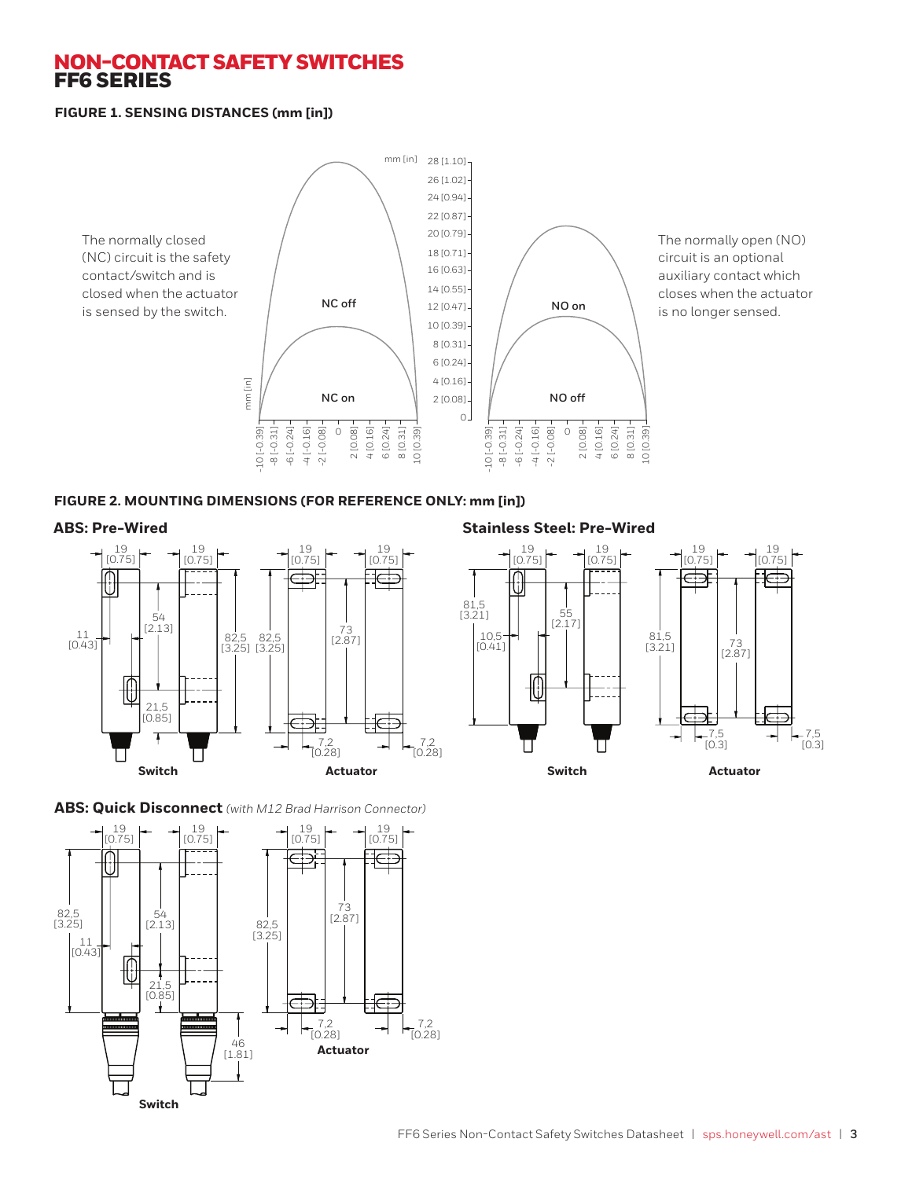# NON-CONTACT SAFETY SWITCHES
# FF6 SERIES

**FIGURE 1. SENSING DISTANCES (mm [in])**

The normally closed (NC) circuit is the safety contact/switch and is closed when the actuator is sensed by the switch.

The normally open (NO) circuit is an optional auxiliary contact which closes when the actuator is no longer sensed.

**FIGURE 2. MOUNTING DIMENSIONS (FOR REFERENCE ONLY: mm [in])**

**ABS: Pre-Wired**

**Stainless Steel: Pre-Wired**

**ABS: Quick Disconnect** *(with M12 Brad Harrison Connector)*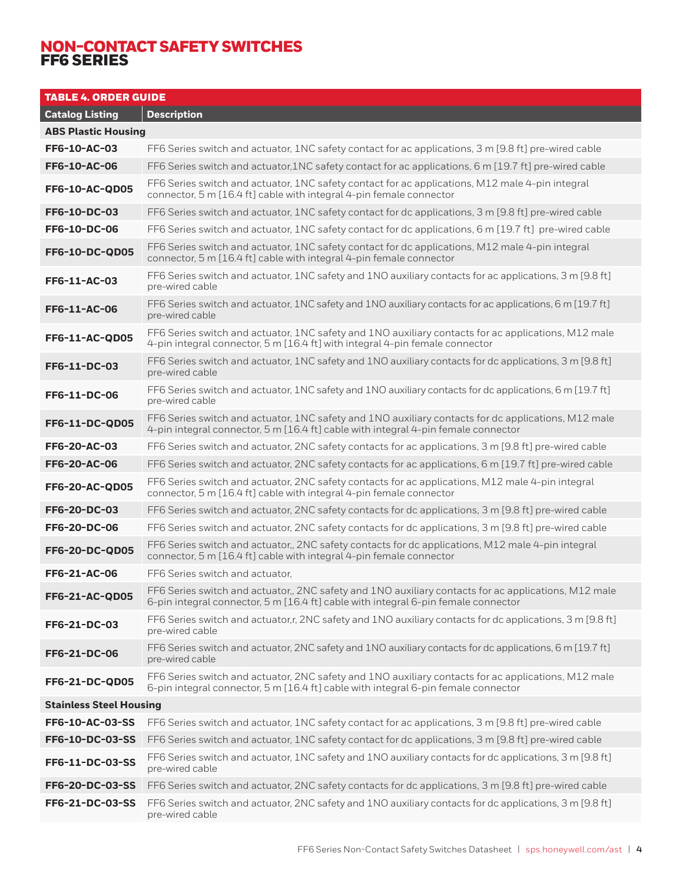# NON-CONTACT SAFETY SWITCHES
## FF6 SERIES

**TABLE 4. ORDER GUIDE**

| Catalog Listing | Description |
|---|---|
| **ABS Plastic Housing** | |
| **FF6-10-AC-03** | FF6 Series switch and actuator, 1NC safety contact for ac applications, 3 m [9.8 ft] pre-wired cable |
| **FF6-10-AC-06** | FF6 Series switch and actuator,1NC safety contact for ac applications, 6 m [19.7 ft] pre-wired cable |
| **FF6-10-AC-QD05** | FF6 Series switch and actuator, 1NC safety contact for ac applications, M12 male 4-pin integral connector, 5 m [16.4 ft] cable with integral 4-pin female connector |
| **FF6-10-DC-03** | FF6 Series switch and actuator, 1NC safety contact for dc applications, 3 m [9.8 ft] pre-wired cable |
| **FF6-10-DC-06** | FF6 Series switch and actuator, 1NC safety contact for dc applications, 6 m [19.7 ft] pre-wired cable |
| **FF6-10-DC-QD05** | FF6 Series switch and actuator, 1NC safety contact for dc applications, M12 male 4-pin integral connector, 5 m [16.4 ft] cable with integral 4-pin female connector |
| **FF6-11-AC-03** | FF6 Series switch and actuator, 1NC safety and 1NO auxiliary contacts for ac applications, 3 m [9.8 ft] pre-wired cable |
| **FF6-11-AC-06** | FF6 Series switch and actuator, 1NC safety and 1NO auxiliary contacts for ac applications, 6 m [19.7 ft] pre-wired cable |
| **FF6-11-AC-QD05** | FF6 Series switch and actuator, 1NC safety and 1NO auxiliary contacts for ac applications, M12 male 4-pin integral connector, 5 m [16.4 ft] with integral 4-pin female connector |
| **FF6-11-DC-03** | FF6 Series switch and actuator, 1NC safety and 1NO auxiliary contacts for dc applications, 3 m [9.8 ft] pre-wired cable |
| **FF6-11-DC-06** | FF6 Series switch and actuator, 1NC safety and 1NO auxiliary contacts for dc applications, 6 m [19.7 ft] pre-wired cable |
| **FF6-11-DC-QD05** | FF6 Series switch and actuator, 1NC safety and 1NO auxiliary contacts for dc applications, M12 male 4-pin integral connector, 5 m [16.4 ft] cable with integral 4-pin female connector |
| **FF6-20-AC-03** | FF6 Series switch and actuator, 2NC safety contacts for ac applications, 3 m [9.8 ft] pre-wired cable |
| **FF6-20-AC-06** | FF6 Series switch and actuator, 2NC safety contacts for ac applications, 6 m [19.7 ft] pre-wired cable |
| **FF6-20-AC-QD05** | FF6 Series switch and actuator, 2NC safety contacts for ac applications, M12 male 4-pin integral connector, 5 m [16.4 ft] cable with integral 4-pin female connector |
| **FF6-20-DC-03** | FF6 Series switch and actuator, 2NC safety contacts for dc applications, 3 m [9.8 ft] pre-wired cable |
| **FF6-20-DC-06** | FF6 Series switch and actuator, 2NC safety contacts for dc applications, 3 m [9.8 ft] pre-wired cable |
| **FF6-20-DC-QD05** | FF6 Series switch and actuator,, 2NC safety contacts for dc applications, M12 male 4-pin integral connector, 5 m [16.4 ft] cable with integral 4-pin female connector |
| **FF6-21-AC-06** | FF6 Series switch and actuator, |
| **FF6-21-AC-QD05** | FF6 Series switch and actuator,, 2NC safety and 1NO auxiliary contacts for ac applications, M12 male 6-pin integral connector, 5 m [16.4 ft] cable with integral 6-pin female connector |
| **FF6-21-DC-03** | FF6 Series switch and actuator,r, 2NC safety and 1NO auxiliary contacts for dc applications, 3 m [9.8 ft] pre-wired cable |
| **FF6-21-DC-06** | FF6 Series switch and actuator, 2NC safety and 1NO auxiliary contacts for dc applications, 6 m [19.7 ft] pre-wired cable |
| **FF6-21-DC-QD05** | FF6 Series switch and actuator, 2NC safety and 1NO auxiliary contacts for ac applications, M12 male 6-pin integral connector, 5 m [16.4 ft] cable with integral 6-pin female connector |
| **Stainless Steel Housing** | |
| **FF6-10-AC-03-SS** | FF6 Series switch and actuator, 1NC safety contact for ac applications, 3 m [9.8 ft] pre-wired cable |
| **FF6-10-DC-03-SS** | FF6 Series switch and actuator, 1NC safety contact for dc applications, 3 m [9.8 ft] pre-wired cable |
| **FF6-11-DC-03-SS** | FF6 Series switch and actuator, 1NC safety and 1NO auxiliary contacts for dc applications, 3 m [9.8 ft] pre-wired cable |
| **FF6-20-DC-03-SS** | FF6 Series switch and actuator, 2NC safety contacts for dc applications, 3 m [9.8 ft] pre-wired cable |
| **FF6-21-DC-03-SS** | FF6 Series switch and actuator, 2NC safety and 1NO auxiliary contacts for dc applications, 3 m [9.8 ft] pre-wired cable |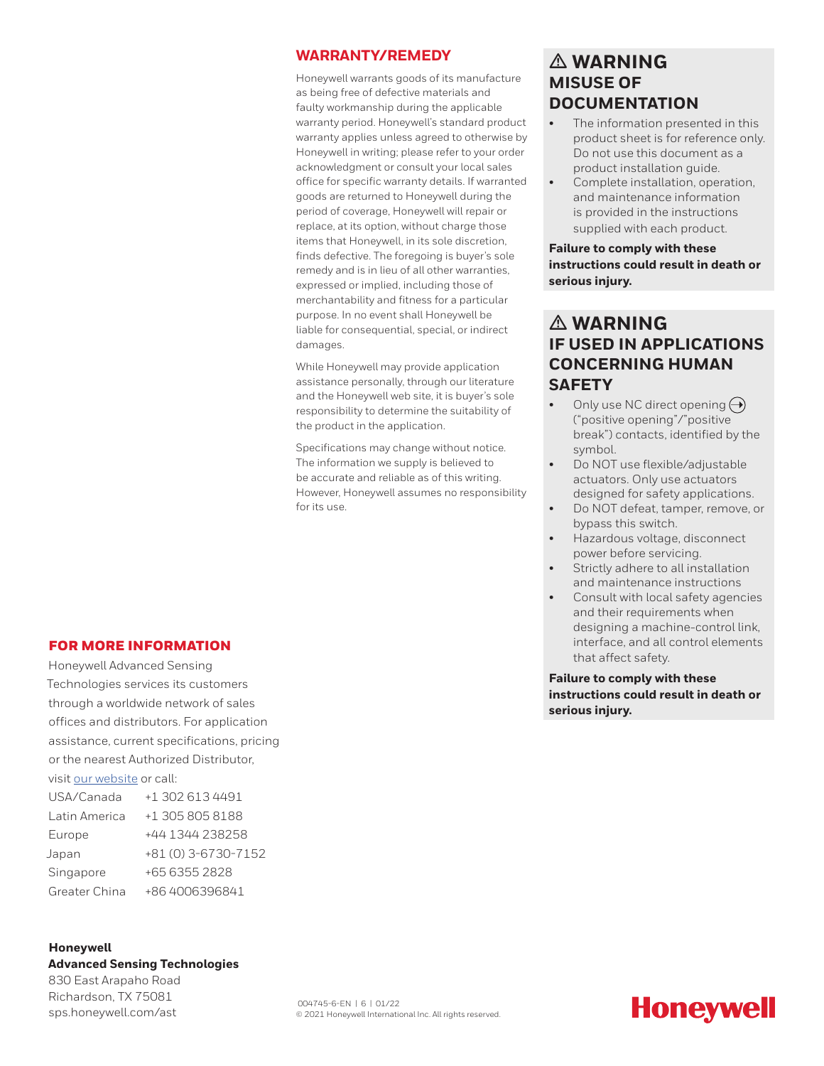## WARRANTY/REMEDY

Honeywell warrants goods of its manufacture as being free of defective materials and faulty workmanship during the applicable warranty period. Honeywell's standard product warranty applies unless agreed to otherwise by Honeywell in writing; please refer to your order acknowledgment or consult your local sales office for specific warranty details. If warranted goods are returned to Honeywell during the period of coverage, Honeywell will repair or replace, at its option, without charge those items that Honeywell, in its sole discretion, finds defective. The foregoing is buyer's sole remedy and is in lieu of all other warranties, expressed or implied, including those of merchantability and fitness for a particular purpose. In no event shall Honeywell be liable for consequential, special, or indirect damages.

While Honeywell may provide application assistance personally, through our literature and the Honeywell web site, it is buyer's sole responsibility to determine the suitability of the product in the application.

Specifications may change without notice. The information we supply is believed to be accurate and reliable as of this writing. However, Honeywell assumes no responsibility for its use.

## ⚠ WARNING MISUSE OF DOCUMENTATION

- The information presented in this product sheet is for reference only. Do not use this document as a product installation guide.
- Complete installation, operation, and maintenance information is provided in the instructions supplied with each product.

**Failure to comply with these instructions could result in death or serious injury.**

## ⚠ WARNING IF USED IN APPLICATIONS CONCERNING HUMAN SAFETY

- Only use NC direct opening ⊖ ("positive opening"/"positive break") contacts, identified by the symbol.
- Do NOT use flexible/adjustable actuators. Only use actuators designed for safety applications.
- Do NOT defeat, tamper, remove, or bypass this switch.
- Hazardous voltage, disconnect power before servicing.
- Strictly adhere to all installation and maintenance instructions
- Consult with local safety agencies and their requirements when designing a machine-control link, interface, and all control elements that affect safety.

**Failure to comply with these instructions could result in death or serious injury.**

## FOR MORE INFORMATION

Honeywell Advanced Sensing Technologies services its customers through a worldwide network of sales offices and distributors. For application assistance, current specifications, pricing or the nearest Authorized Distributor, visit our website or call:

| | |
|---|---|
| USA/Canada | +1 302 613 4491 |
| Latin America | +1 305 805 8188 |
| Europe | +44 1344 238258 |
| Japan | +81 (0) 3-6730-7152 |
| Singapore | +65 6355 2828 |
| Greater China | +86 4006396841 |

**Honeywell**
**Advanced Sensing Technologies**
830 East Arapaho Road
Richardson, TX 75081
sps.honeywell.com/ast

004745-6-EN | 6 | 01/22
© 2021 Honeywell International Inc. All rights reserved.

Honeywell